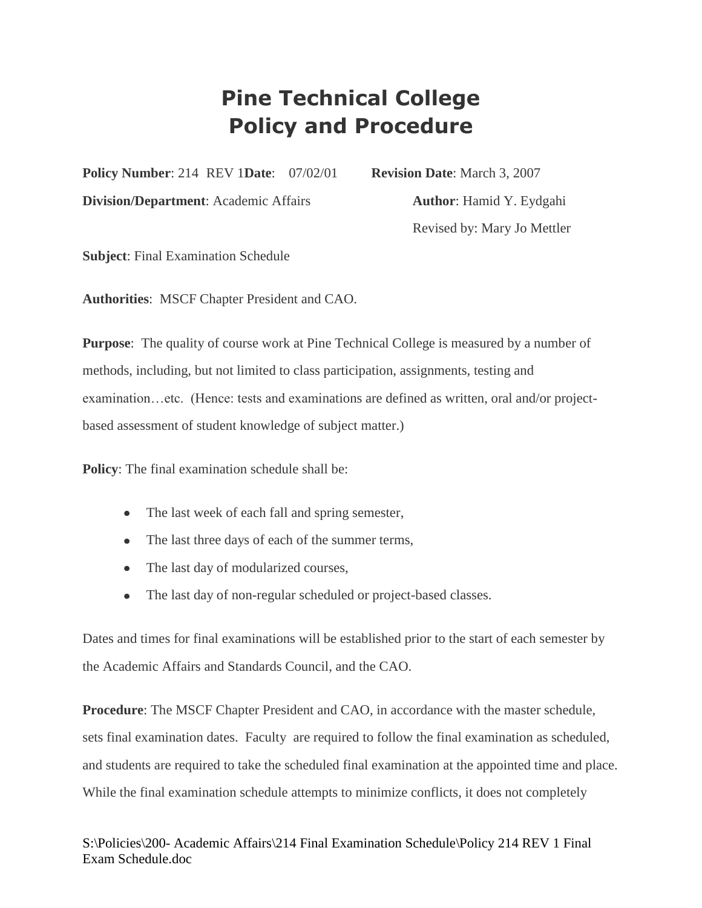# Pine Technical College
# Policy and Procedure

**Policy Number**: 214 REV 1 **Date**: 07/02/01 **Revision Date**: March 3, 2007

**Division/Department**: Academic Affairs **Author**: Hamid Y. Eydgahi

Revised by: Mary Jo Mettler

**Subject**: Final Examination Schedule

**Authorities**: MSCF Chapter President and CAO.

**Purpose**: The quality of course work at Pine Technical College is measured by a number of methods, including, but not limited to class participation, assignments, testing and examination…etc. (Hence: tests and examinations are defined as written, oral and/or project-based assessment of student knowledge of subject matter.)

**Policy**: The final examination schedule shall be:

- The last week of each fall and spring semester,
- The last three days of each of the summer terms,
- The last day of modularized courses,
- The last day of non-regular scheduled or project-based classes.

Dates and times for final examinations will be established prior to the start of each semester by the Academic Affairs and Standards Council, and the CAO.

**Procedure**: The MSCF Chapter President and CAO, in accordance with the master schedule, sets final examination dates. Faculty are required to follow the final examination as scheduled, and students are required to take the scheduled final examination at the appointed time and place. While the final examination schedule attempts to minimize conflicts, it does not completely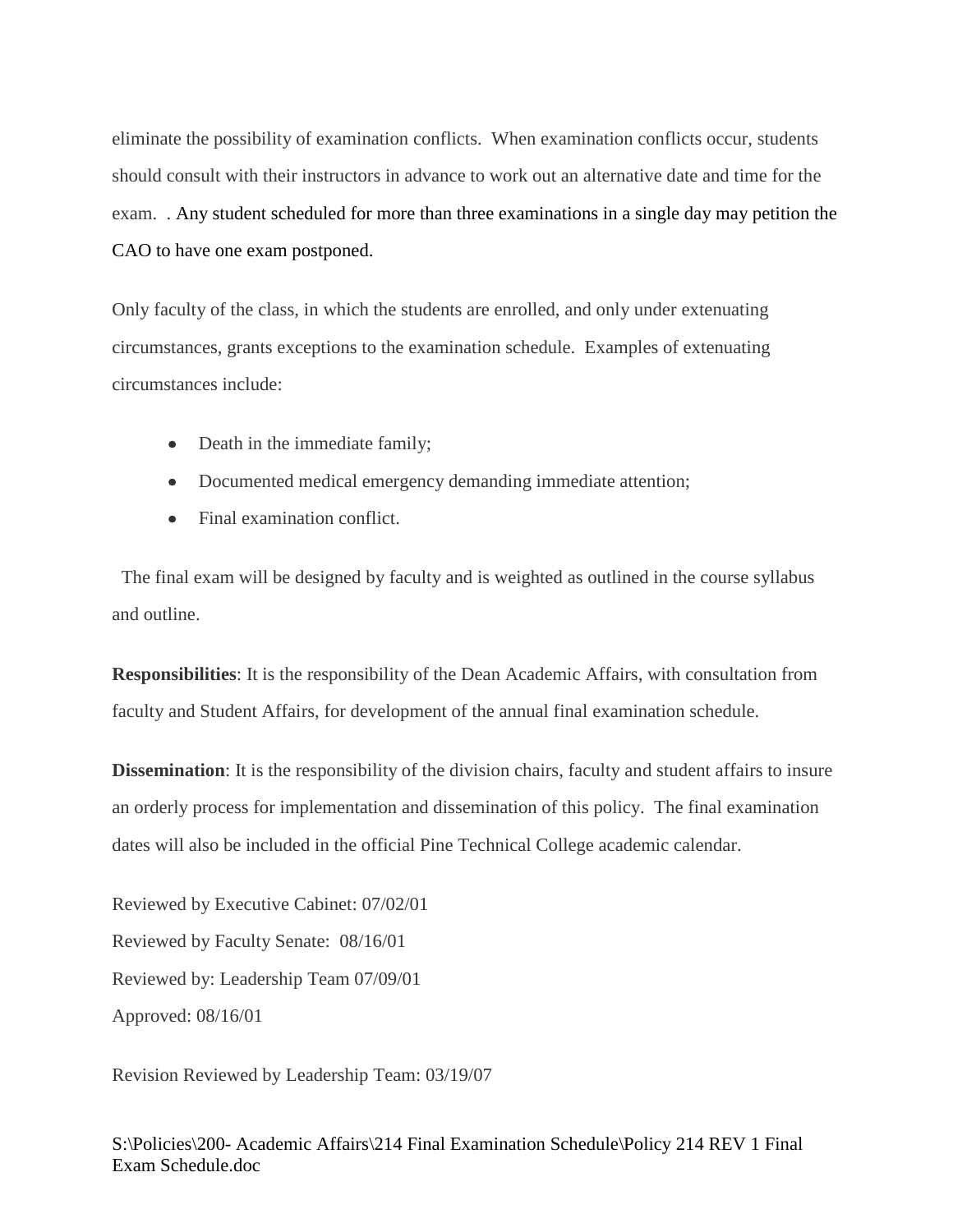eliminate the possibility of examination conflicts. When examination conflicts occur, students should consult with their instructors in advance to work out an alternative date and time for the exam. . Any student scheduled for more than three examinations in a single day may petition the CAO to have one exam postponed.

Only faculty of the class, in which the students are enrolled, and only under extenuating circumstances, grants exceptions to the examination schedule. Examples of extenuating circumstances include:

- Death in the immediate family;
- Documented medical emergency demanding immediate attention;
- Final examination conflict.

The final exam will be designed by faculty and is weighted as outlined in the course syllabus and outline.

**Responsibilities**: It is the responsibility of the Dean Academic Affairs, with consultation from faculty and Student Affairs, for development of the annual final examination schedule.

**Dissemination**: It is the responsibility of the division chairs, faculty and student affairs to insure an orderly process for implementation and dissemination of this policy. The final examination dates will also be included in the official Pine Technical College academic calendar.

Reviewed by Executive Cabinet: 07/02/01

Reviewed by Faculty Senate: 08/16/01

Reviewed by: Leadership Team 07/09/01

Approved: 08/16/01

Revision Reviewed by Leadership Team: 03/19/07

S:\Policies\200- Academic Affairs\214 Final Examination Schedule\Policy 214 REV 1 Final Exam Schedule.doc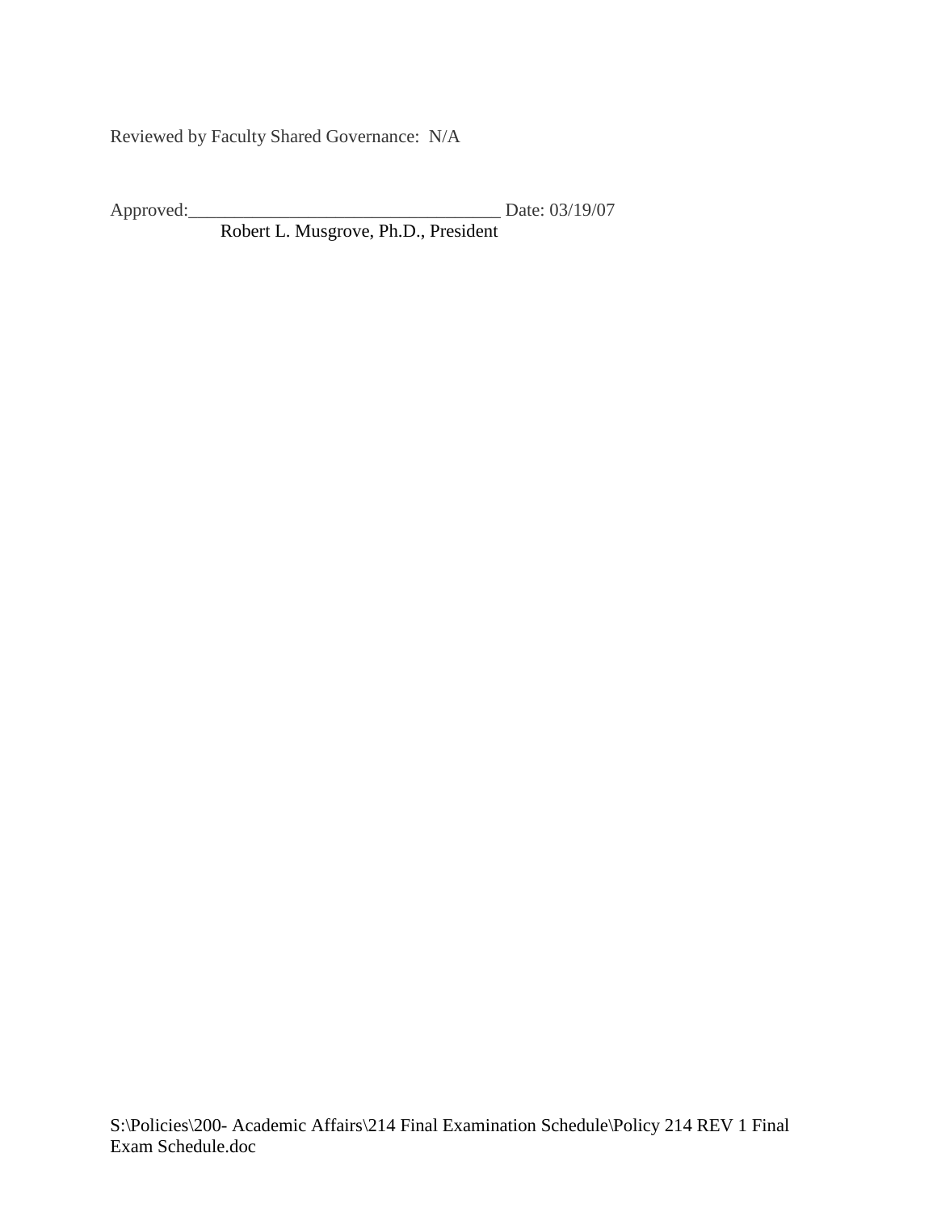Reviewed by Faculty Shared Governance: N/A

Approved:___________________________________ Date: 03/19/07
Robert L. Musgrove, Ph.D., President

S:\Policies\200- Academic Affairs\214 Final Examination Schedule\Policy 214 REV 1 Final Exam Schedule.doc